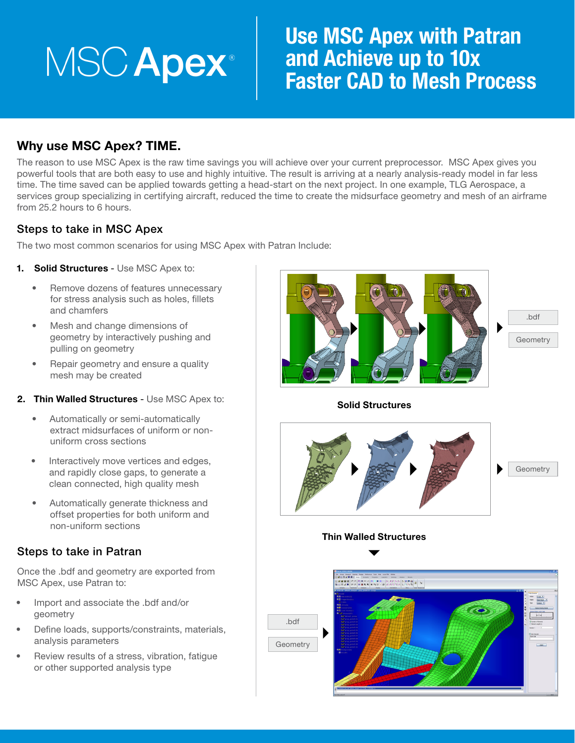# MSC Apex

# Use MSC Apex with Patran and Achieve up to 10x Faster CAD to Mesh Process

## Why use MSC Apex? TIME.

The reason to use MSC Apex is the raw time savings you will achieve over your current preprocessor. MSC Apex gives you powerful tools that are both easy to use and highly intuitive. The result is arriving at a nearly analysis-ready model in far less time. The time saved can be applied towards getting a head-start on the next project. In one example, TLG Aerospace, a services group specializing in certifying aircraft, reduced the time to create the midsurface geometry and mesh of an airframe from 25.2 hours to 6 hours.

### Steps to take in MSC Apex

The two most common scenarios for using MSC Apex with Patran Include:

1. **Solid Structures** - Use MSC Apex to:
   - Remove dozens of features unnecessary for stress analysis such as holes, fillets and chamfers
   - Mesh and change dimensions of geometry by interactively pushing and pulling on geometry
   - Repair geometry and ensure a quality mesh may be created
2. **Thin Walled Structures** - Use MSC Apex to:
   - Automatically or semi-automatically extract midsurfaces of uniform or non-uniform cross sections
   - Interactively move vertices and edges, and rapidly close gaps, to generate a clean connected, high quality mesh
   - Automatically generate thickness and offset properties for both uniform and non-uniform sections

### Steps to take in Patran

Once the .bdf and geometry are exported from MSC Apex, use Patran to:

- Import and associate the .bdf and/or geometry
- Define loads, supports/constraints, materials, analysis parameters
- Review results of a stress, vibration, fatigue or other supported analysis type

.bdf
Geometry

**Solid Structures**

Geometry

**Thin Walled Structures**

.bdf
Geometry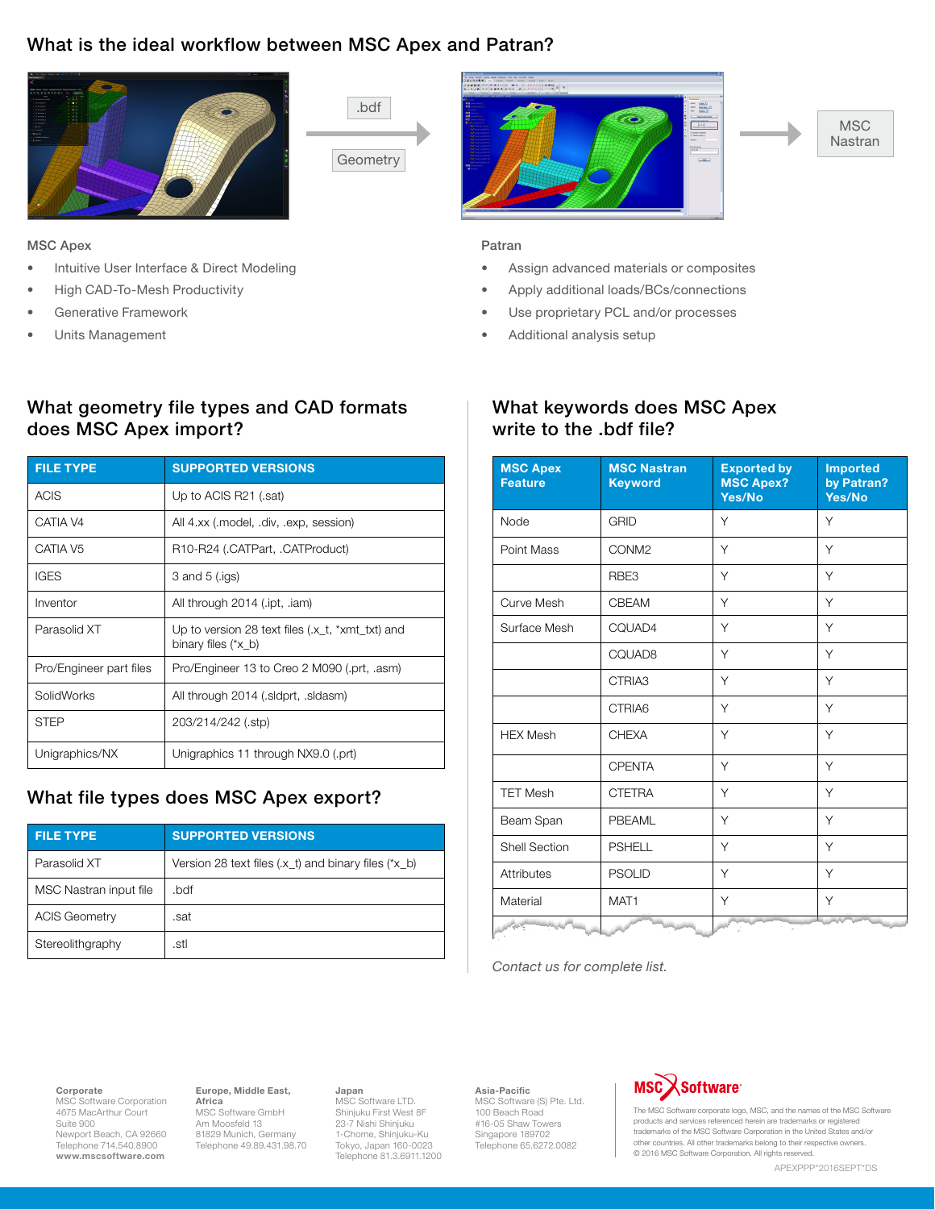## What is the ideal workflow between MSC Apex and Patran?

.bdf

Geometry

MSC Nastran

MSC Apex

- Intuitive User Interface & Direct Modeling
- High CAD-To-Mesh Productivity
- Generative Framework
- Units Management

Patran

- Assign advanced materials or composites
- Apply additional loads/BCs/connections
- Use proprietary PCL and/or processes
- Additional analysis setup

## What geometry file types and CAD formats does MSC Apex import?

| FILE TYPE | SUPPORTED VERSIONS |
|---|---|
| ACIS | Up to ACIS R21 (.sat) |
| CATIA V4 | All 4.xx (.model, .div, .exp, session) |
| CATIA V5 | R10-R24 (.CATPart, .CATProduct) |
| IGES | 3 and 5 (.igs) |
| Inventor | All through 2014 (.ipt, .iam) |
| Parasolid XT | Up to version 28 text files (.x_t, *xmt_txt) and binary files (*x_b) |
| Pro/Engineer part files | Pro/Engineer 13 to Creo 2 M090 (.prt, .asm) |
| SolidWorks | All through 2014 (.sldprt, .sldasm) |
| STEP | 203/214/242 (.stp) |
| Unigraphics/NX | Unigraphics 11 through NX9.0 (.prt) |

## What file types does MSC Apex export?

| FILE TYPE | SUPPORTED VERSIONS |
|---|---|
| Parasolid XT | Version 28 text files (.x_t) and binary files (*x_b) |
| MSC Nastran input file | .bdf |
| ACIS Geometry | .sat |
| Stereolithgraphy | .stl |

## What keywords does MSC Apex write to the .bdf file?

| MSC Apex Feature | MSC Nastran Keyword | Exported by MSC Apex? Yes/No | Imported by Patran? Yes/No |
|---|---|---|---|
| Node | GRID | Y | Y |
| Point Mass | CONM2 | Y | Y |
| | RBE3 | Y | Y |
| Curve Mesh | CBEAM | Y | Y |
| Surface Mesh | CQUAD4 | Y | Y |
| | CQUAD8 | Y | Y |
| | CTRIA3 | Y | Y |
| | CTRIA6 | Y | Y |
| HEX Mesh | CHEXA | Y | Y |
| | CPENTA | Y | Y |
| TET Mesh | CTETRA | Y | Y |
| Beam Span | PBEAML | Y | Y |
| Shell Section | PSHELL | Y | Y |
| Attributes | PSOLID | Y | Y |
| Material | MAT1 | Y | Y |

*Contact us for complete list.*

**Corporate**
MSC Software Corporation
4675 MacArthur Court
Suite 900
Newport Beach, CA 92660
Telephone 714.540.8900
**www.mscsoftware.com**

**Europe, Middle East, Africa**
MSC Software GmbH
Am Moosfeld 13
81829 Munich, Germany
Telephone 49.89.431.98.70

**Japan**
MSC Software LTD.
Shinjuku First West 8F
23-7 Nishi Shinjuku
1-Chome, Shinjuku-Ku
Tokyo, Japan 160-0023
Telephone 81.3.6911.1200

**Asia-Pacific**
MSC Software (S) Pte. Ltd.
100 Beach Road
#16-05 Shaw Towers
Singapore 189702
Telephone 65.6272.0082

MSC Software

The MSC Software corporate logo, MSC, and the names of the MSC Software products and services referenced herein are trademarks or registered trademarks of the MSC Software Corporation in the United States and/or other countries. All other trademarks belong to their respective owners. © 2016 MSC Software Corporation. All rights reserved.

APEXPPP*2016SEPT*DS